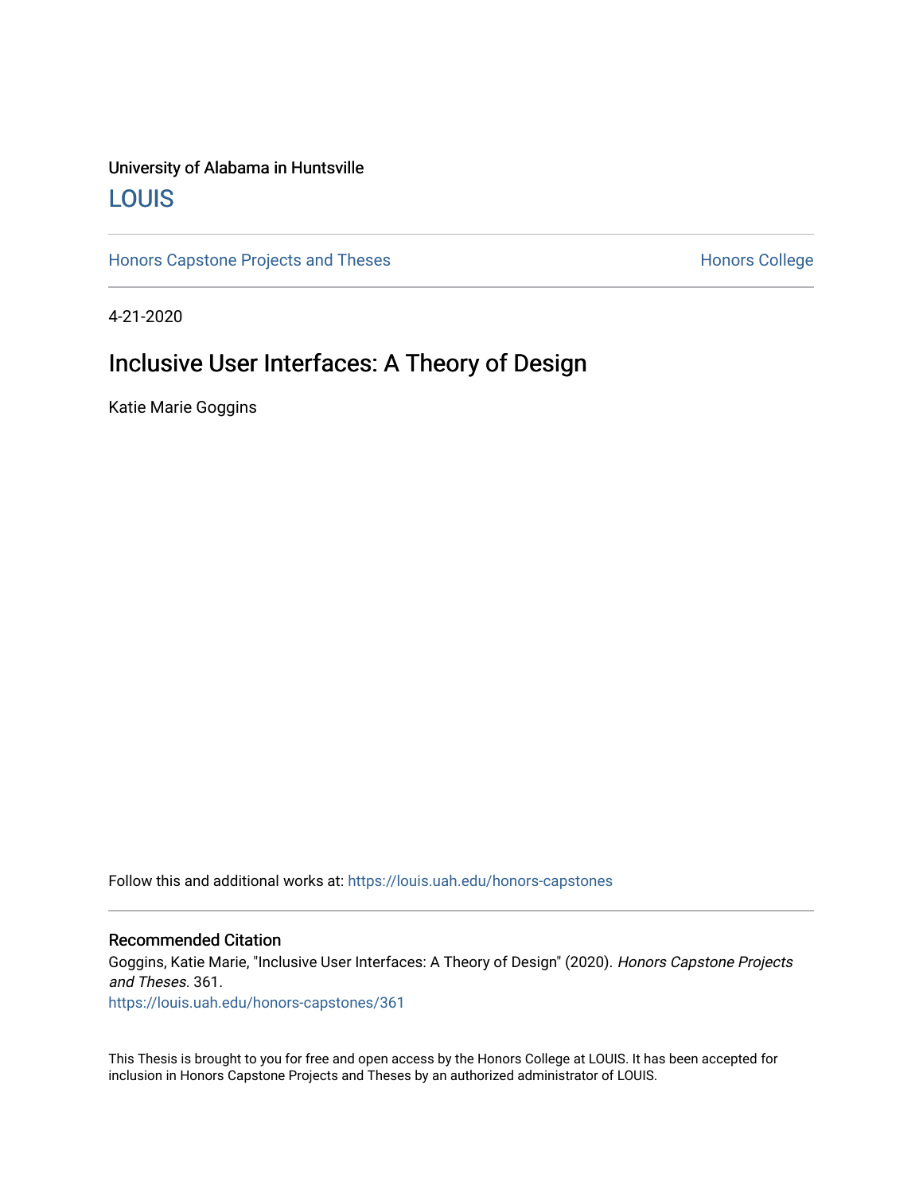University of Alabama in Huntsville

## LOUIS

Honors Capstone Projects and Theses

Honors College

4-21-2020

# Inclusive User Interfaces: A Theory of Design

Katie Marie Goggins

Follow this and additional works at: https://louis.uah.edu/honors-capstones

### Recommended Citation

Goggins, Katie Marie, "Inclusive User Interfaces: A Theory of Design" (2020). *Honors Capstone Projects and Theses*. 361.
https://louis.uah.edu/honors-capstones/361

This Thesis is brought to you for free and open access by the Honors College at LOUIS. It has been accepted for inclusion in Honors Capstone Projects and Theses by an authorized administrator of LOUIS.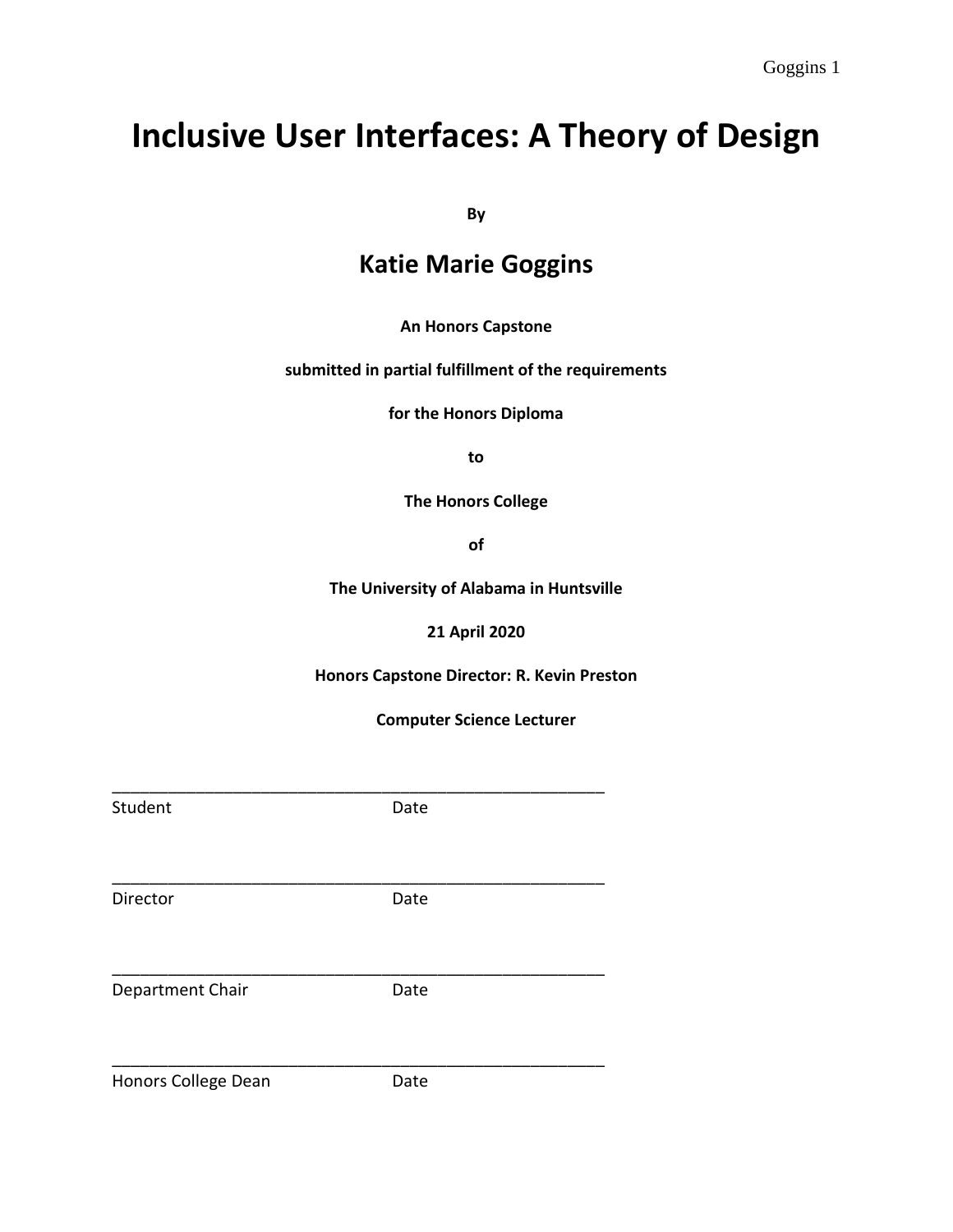# Inclusive User Interfaces: A Theory of Design

**By**

## Katie Marie Goggins

**An Honors Capstone**

**submitted in partial fulfillment of the requirements**

**for the Honors Diploma**

**to**

**The Honors College**

**of**

**The University of Alabama in Huntsville**

**21 April 2020**

**Honors Capstone Director: R. Kevin Preston**

**Computer Science Lecturer**

\_\_\_\_\_\_\_\_\_\_\_\_\_\_\_\_\_\_\_\_\_\_\_\_\_\_\_\_\_\_\_\_\_\_\_\_\_\_\_\_\_\_\_\_\_\_\_\_\_\_\_\_\_\_
Student Date

\_\_\_\_\_\_\_\_\_\_\_\_\_\_\_\_\_\_\_\_\_\_\_\_\_\_\_\_\_\_\_\_\_\_\_\_\_\_\_\_\_\_\_\_\_\_\_\_\_\_\_\_\_\_
Director Date

\_\_\_\_\_\_\_\_\_\_\_\_\_\_\_\_\_\_\_\_\_\_\_\_\_\_\_\_\_\_\_\_\_\_\_\_\_\_\_\_\_\_\_\_\_\_\_\_\_\_\_\_\_\_
Department Chair Date

\_\_\_\_\_\_\_\_\_\_\_\_\_\_\_\_\_\_\_\_\_\_\_\_\_\_\_\_\_\_\_\_\_\_\_\_\_\_\_\_\_\_\_\_\_\_\_\_\_\_\_\_\_\_
Honors College Dean Date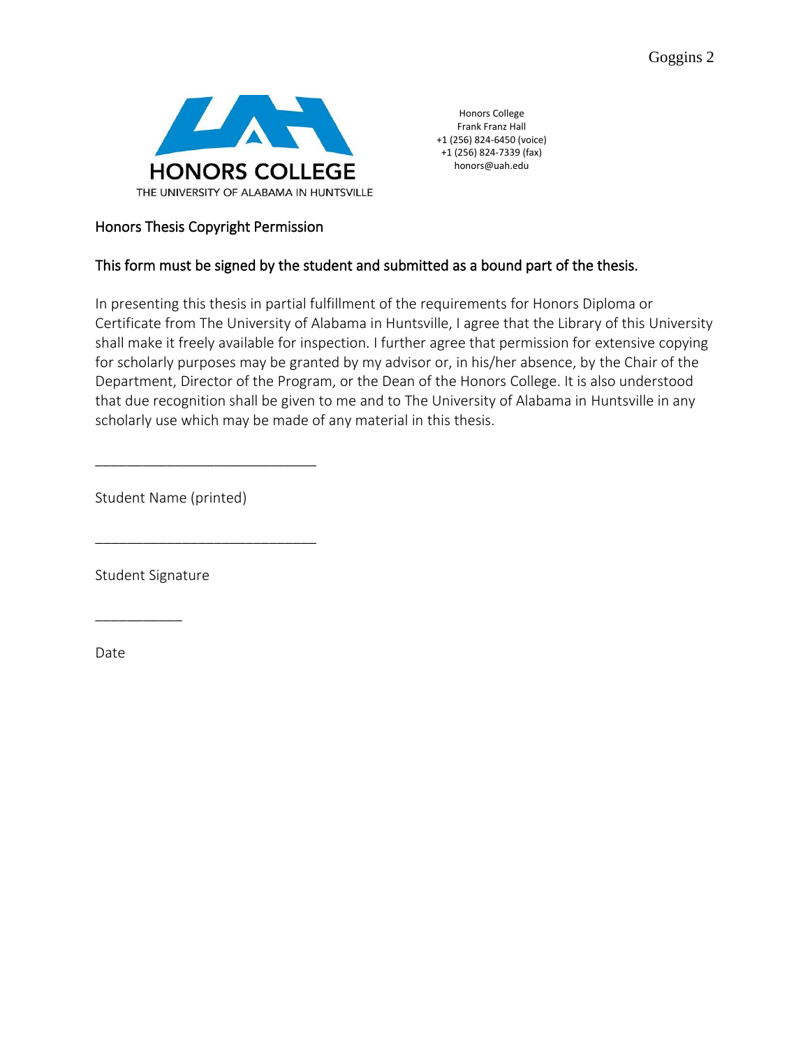HONORS COLLEGE
THE UNIVERSITY OF ALABAMA IN HUNTSVILLE

Honors College
Frank Franz Hall
+1 (256) 824-6450 (voice)
+1 (256) 824-7339 (fax)
honors@uah.edu

## Honors Thesis Copyright Permission

### This form must be signed by the student and submitted as a bound part of the thesis.

In presenting this thesis in partial fulfillment of the requirements for Honors Diploma or Certificate from The University of Alabama in Huntsville, I agree that the Library of this University shall make it freely available for inspection. I further agree that permission for extensive copying for scholarly purposes may be granted by my advisor or, in his/her absence, by the Chair of the Department, Director of the Program, or the Dean of the Honors College. It is also understood that due recognition shall be given to me and to The University of Alabama in Huntsville in any scholarly use which may be made of any material in this thesis.

____________________________

Student Name (printed)

____________________________

Student Signature

___________

Date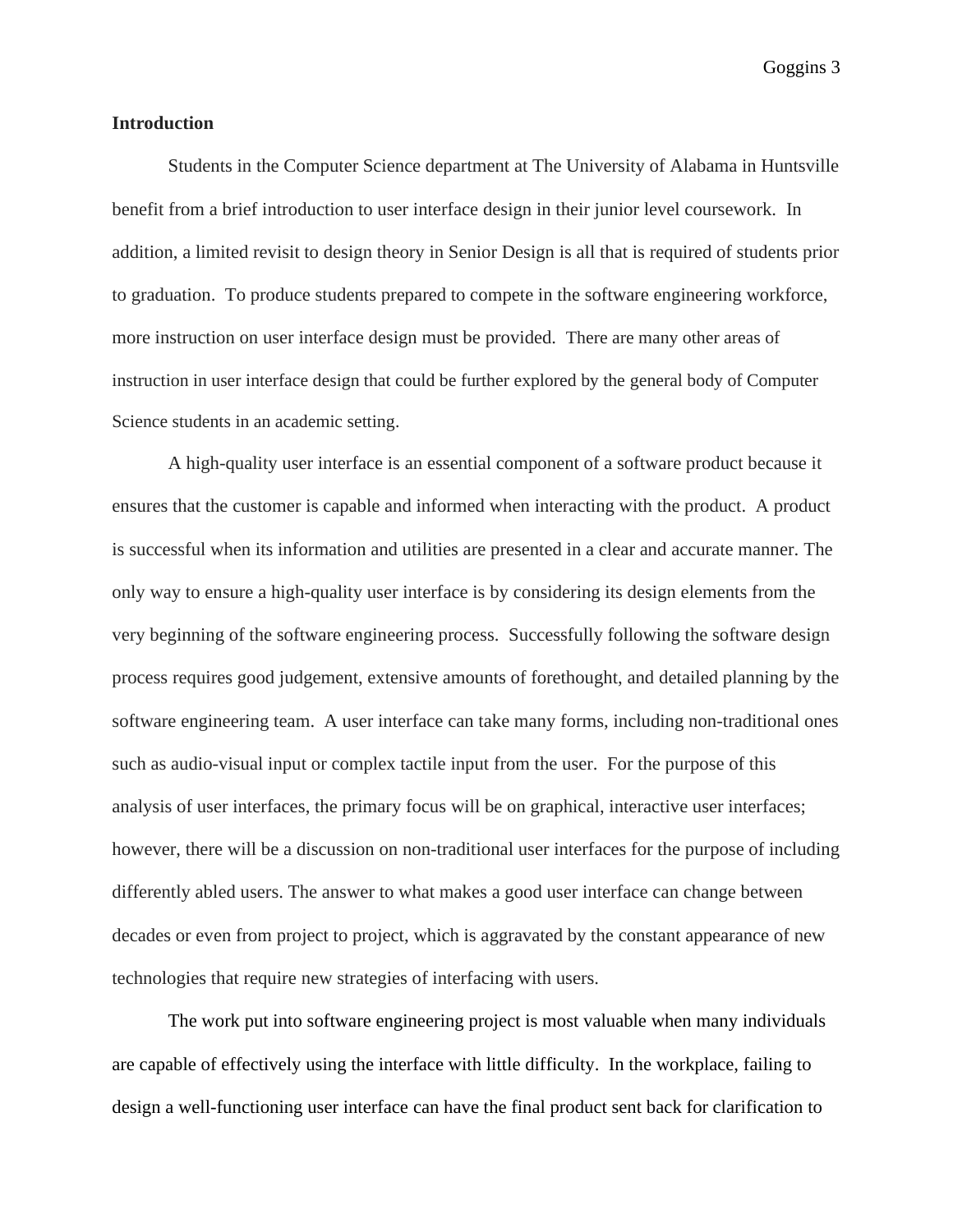## Introduction

Students in the Computer Science department at The University of Alabama in Huntsville benefit from a brief introduction to user interface design in their junior level coursework. In addition, a limited revisit to design theory in Senior Design is all that is required of students prior to graduation. To produce students prepared to compete in the software engineering workforce, more instruction on user interface design must be provided. There are many other areas of instruction in user interface design that could be further explored by the general body of Computer Science students in an academic setting.

A high-quality user interface is an essential component of a software product because it ensures that the customer is capable and informed when interacting with the product. A product is successful when its information and utilities are presented in a clear and accurate manner. The only way to ensure a high-quality user interface is by considering its design elements from the very beginning of the software engineering process. Successfully following the software design process requires good judgement, extensive amounts of forethought, and detailed planning by the software engineering team. A user interface can take many forms, including non-traditional ones such as audio-visual input or complex tactile input from the user. For the purpose of this analysis of user interfaces, the primary focus will be on graphical, interactive user interfaces; however, there will be a discussion on non-traditional user interfaces for the purpose of including differently abled users. The answer to what makes a good user interface can change between decades or even from project to project, which is aggravated by the constant appearance of new technologies that require new strategies of interfacing with users.

The work put into software engineering project is most valuable when many individuals are capable of effectively using the interface with little difficulty. In the workplace, failing to design a well-functioning user interface can have the final product sent back for clarification to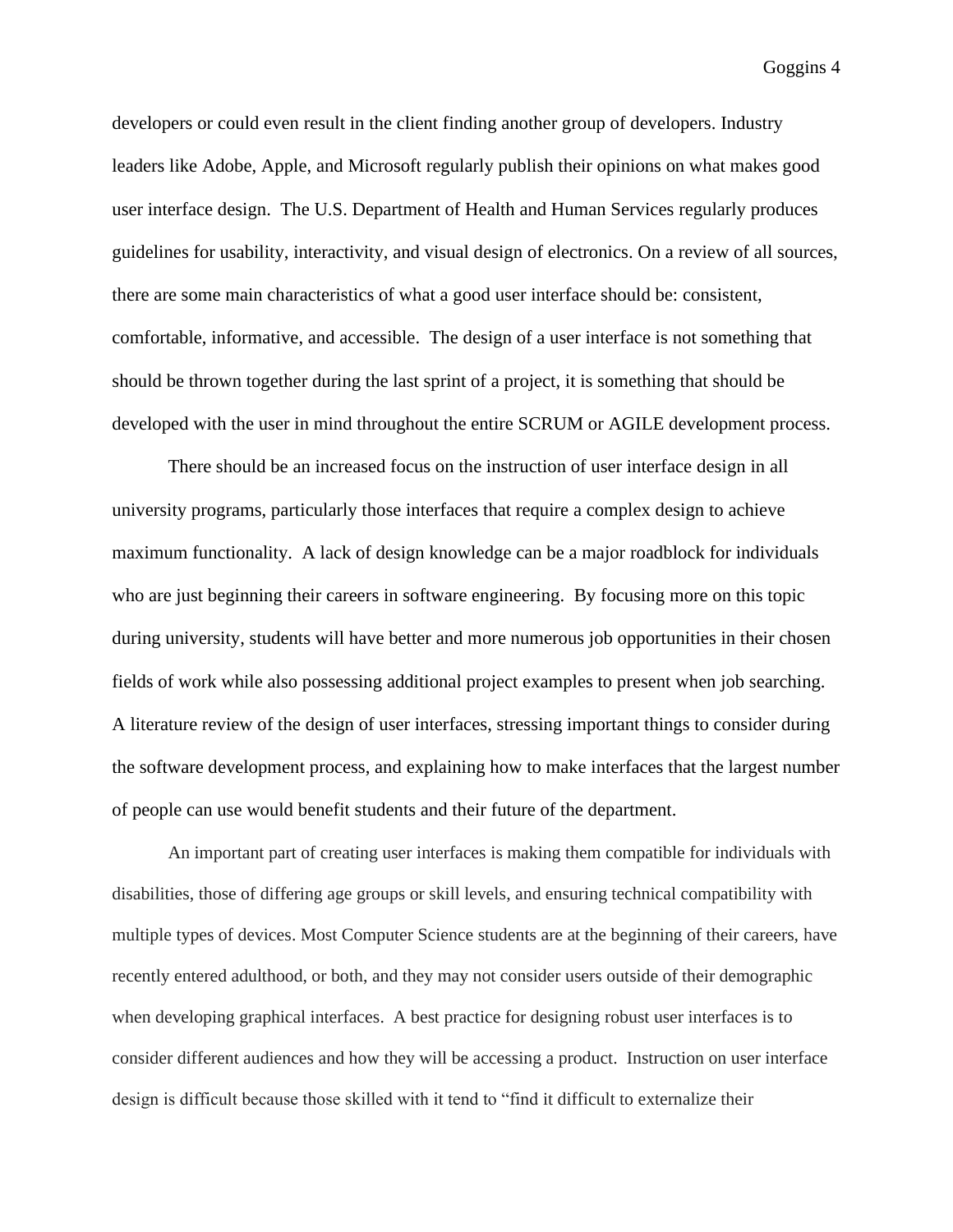developers or could even result in the client finding another group of developers. Industry leaders like Adobe, Apple, and Microsoft regularly publish their opinions on what makes good user interface design. The U.S. Department of Health and Human Services regularly produces guidelines for usability, interactivity, and visual design of electronics. On a review of all sources, there are some main characteristics of what a good user interface should be: consistent, comfortable, informative, and accessible. The design of a user interface is not something that should be thrown together during the last sprint of a project, it is something that should be developed with the user in mind throughout the entire SCRUM or AGILE development process.

There should be an increased focus on the instruction of user interface design in all university programs, particularly those interfaces that require a complex design to achieve maximum functionality. A lack of design knowledge can be a major roadblock for individuals who are just beginning their careers in software engineering. By focusing more on this topic during university, students will have better and more numerous job opportunities in their chosen fields of work while also possessing additional project examples to present when job searching. A literature review of the design of user interfaces, stressing important things to consider during the software development process, and explaining how to make interfaces that the largest number of people can use would benefit students and their future of the department.

An important part of creating user interfaces is making them compatible for individuals with disabilities, those of differing age groups or skill levels, and ensuring technical compatibility with multiple types of devices. Most Computer Science students are at the beginning of their careers, have recently entered adulthood, or both, and they may not consider users outside of their demographic when developing graphical interfaces. A best practice for designing robust user interfaces is to consider different audiences and how they will be accessing a product. Instruction on user interface design is difficult because those skilled with it tend to "find it difficult to externalize their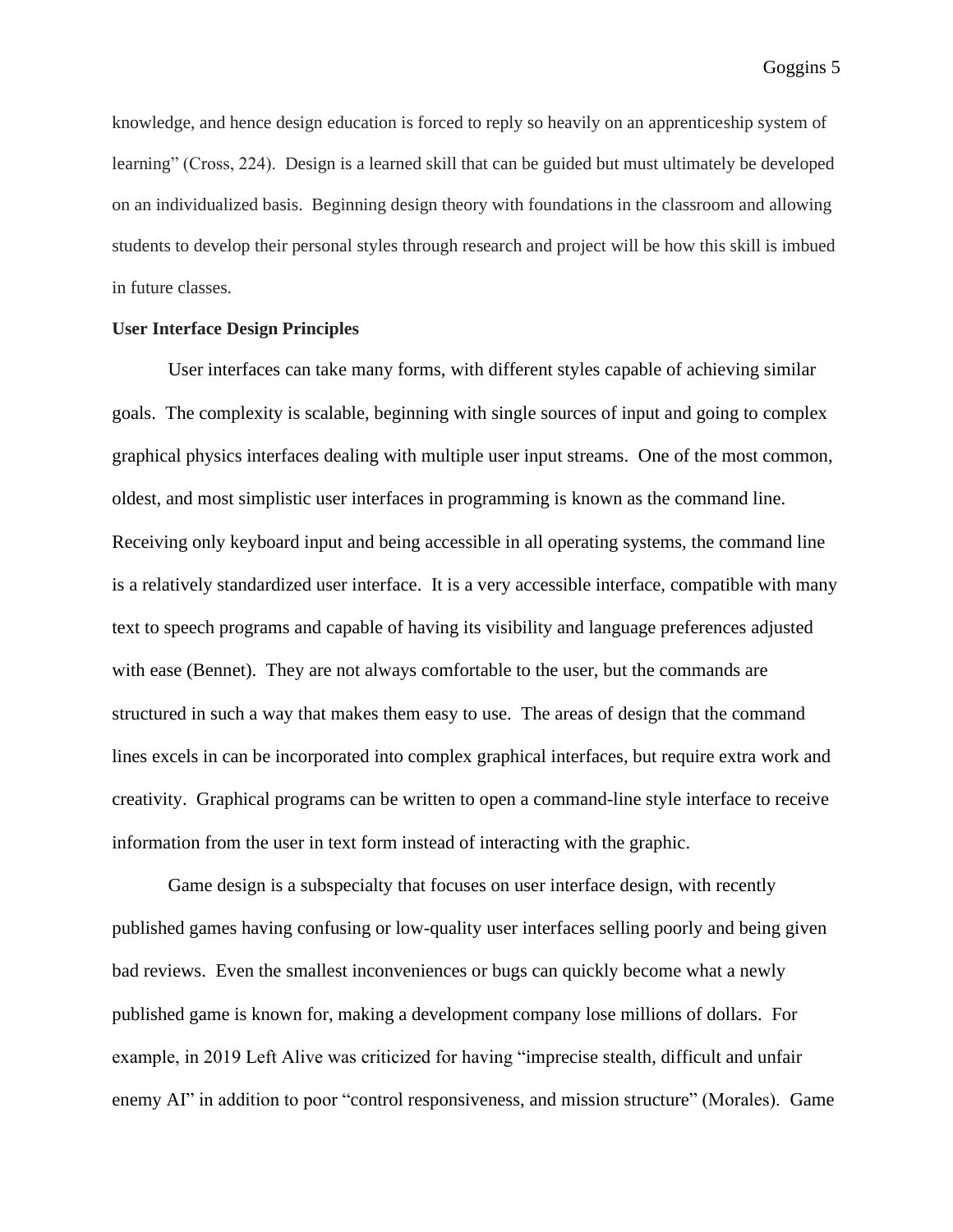knowledge, and hence design education is forced to reply so heavily on an apprenticeship system of learning" (Cross, 224). Design is a learned skill that can be guided but must ultimately be developed on an individualized basis. Beginning design theory with foundations in the classroom and allowing students to develop their personal styles through research and project will be how this skill is imbued in future classes.

**User Interface Design Principles**

User interfaces can take many forms, with different styles capable of achieving similar goals. The complexity is scalable, beginning with single sources of input and going to complex graphical physics interfaces dealing with multiple user input streams. One of the most common, oldest, and most simplistic user interfaces in programming is known as the command line. Receiving only keyboard input and being accessible in all operating systems, the command line is a relatively standardized user interface. It is a very accessible interface, compatible with many text to speech programs and capable of having its visibility and language preferences adjusted with ease (Bennet). They are not always comfortable to the user, but the commands are structured in such a way that makes them easy to use. The areas of design that the command lines excels in can be incorporated into complex graphical interfaces, but require extra work and creativity. Graphical programs can be written to open a command-line style interface to receive information from the user in text form instead of interacting with the graphic.

Game design is a subspecialty that focuses on user interface design, with recently published games having confusing or low-quality user interfaces selling poorly and being given bad reviews. Even the smallest inconveniences or bugs can quickly become what a newly published game is known for, making a development company lose millions of dollars. For example, in 2019 Left Alive was criticized for having "imprecise stealth, difficult and unfair enemy AI" in addition to poor "control responsiveness, and mission structure" (Morales). Game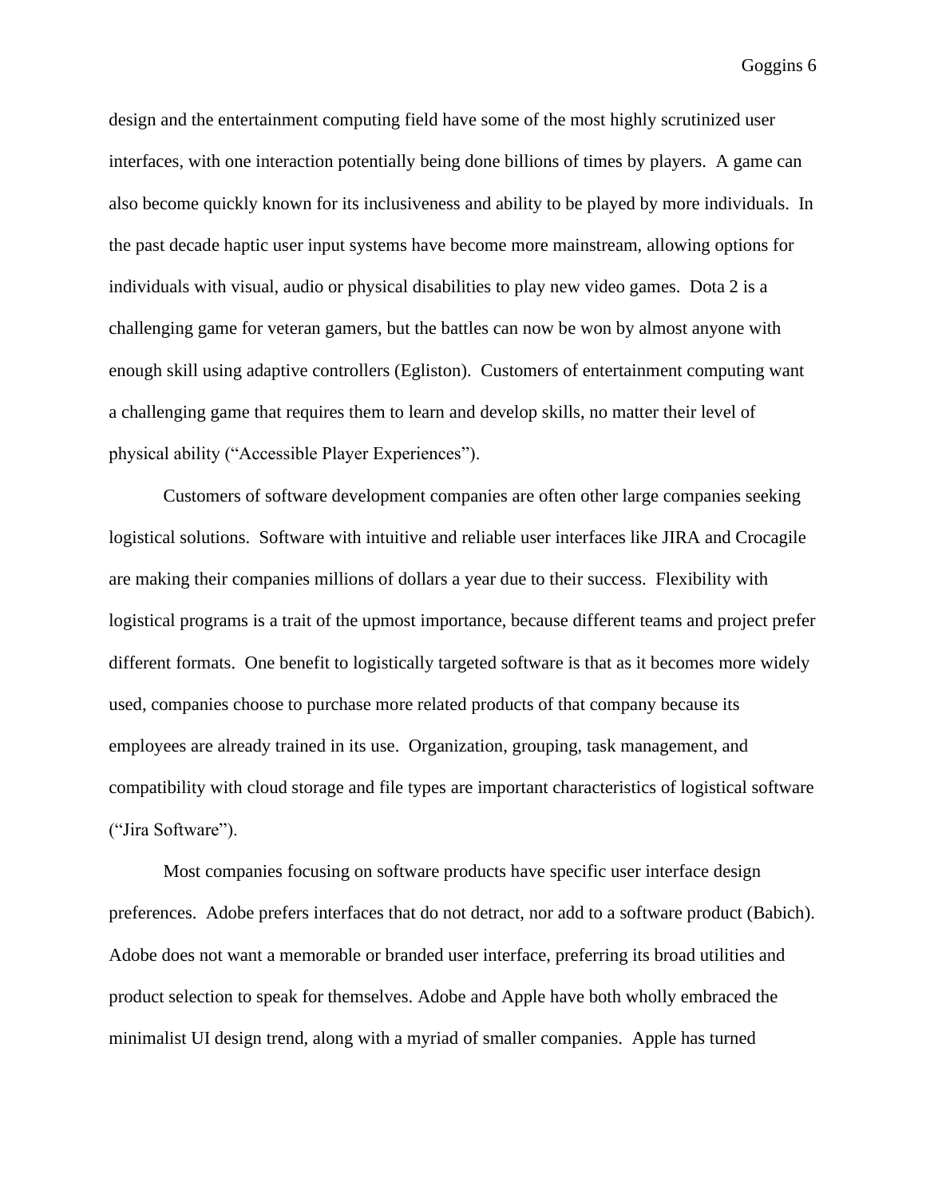design and the entertainment computing field have some of the most highly scrutinized user interfaces, with one interaction potentially being done billions of times by players. A game can also become quickly known for its inclusiveness and ability to be played by more individuals. In the past decade haptic user input systems have become more mainstream, allowing options for individuals with visual, audio or physical disabilities to play new video games. Dota 2 is a challenging game for veteran gamers, but the battles can now be won by almost anyone with enough skill using adaptive controllers (Egliston). Customers of entertainment computing want a challenging game that requires them to learn and develop skills, no matter their level of physical ability ("Accessible Player Experiences").

Customers of software development companies are often other large companies seeking logistical solutions. Software with intuitive and reliable user interfaces like JIRA and Crocagile are making their companies millions of dollars a year due to their success. Flexibility with logistical programs is a trait of the upmost importance, because different teams and project prefer different formats. One benefit to logistically targeted software is that as it becomes more widely used, companies choose to purchase more related products of that company because its employees are already trained in its use. Organization, grouping, task management, and compatibility with cloud storage and file types are important characteristics of logistical software ("Jira Software").

Most companies focusing on software products have specific user interface design preferences. Adobe prefers interfaces that do not detract, nor add to a software product (Babich). Adobe does not want a memorable or branded user interface, preferring its broad utilities and product selection to speak for themselves. Adobe and Apple have both wholly embraced the minimalist UI design trend, along with a myriad of smaller companies. Apple has turned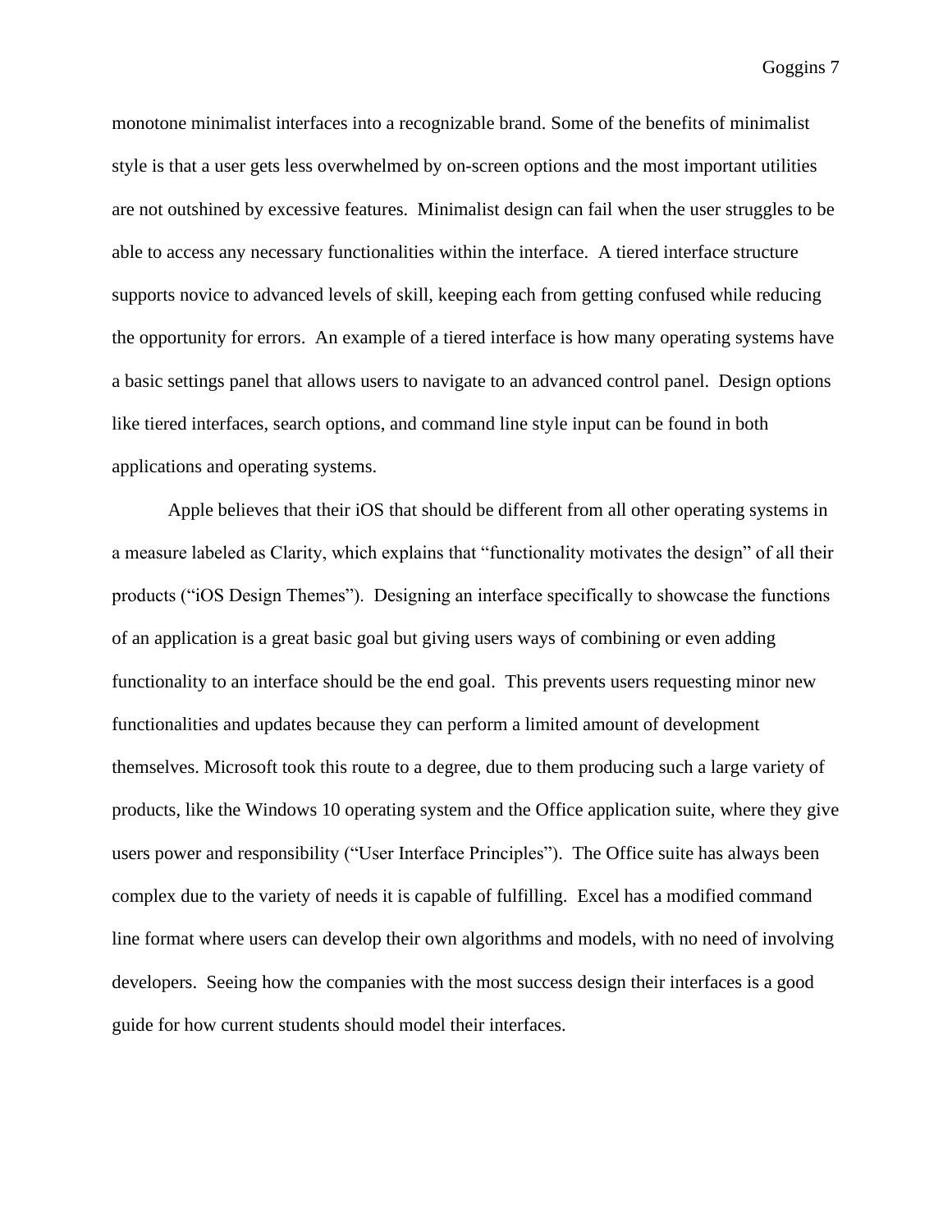monotone minimalist interfaces into a recognizable brand. Some of the benefits of minimalist style is that a user gets less overwhelmed by on-screen options and the most important utilities are not outshined by excessive features. Minimalist design can fail when the user struggles to be able to access any necessary functionalities within the interface. A tiered interface structure supports novice to advanced levels of skill, keeping each from getting confused while reducing the opportunity for errors. An example of a tiered interface is how many operating systems have a basic settings panel that allows users to navigate to an advanced control panel. Design options like tiered interfaces, search options, and command line style input can be found in both applications and operating systems.

Apple believes that their iOS that should be different from all other operating systems in a measure labeled as Clarity, which explains that "functionality motivates the design" of all their products ("iOS Design Themes"). Designing an interface specifically to showcase the functions of an application is a great basic goal but giving users ways of combining or even adding functionality to an interface should be the end goal. This prevents users requesting minor new functionalities and updates because they can perform a limited amount of development themselves. Microsoft took this route to a degree, due to them producing such a large variety of products, like the Windows 10 operating system and the Office application suite, where they give users power and responsibility ("User Interface Principles"). The Office suite has always been complex due to the variety of needs it is capable of fulfilling. Excel has a modified command line format where users can develop their own algorithms and models, with no need of involving developers. Seeing how the companies with the most success design their interfaces is a good guide for how current students should model their interfaces.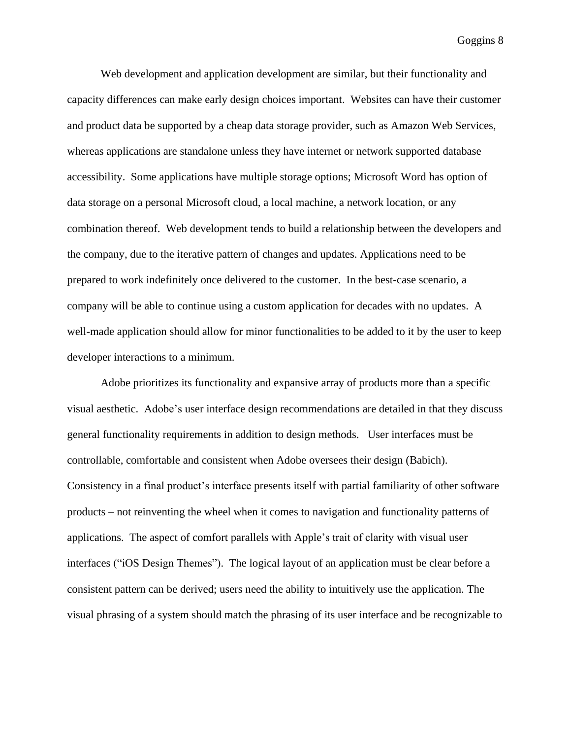Web development and application development are similar, but their functionality and capacity differences can make early design choices important. Websites can have their customer and product data be supported by a cheap data storage provider, such as Amazon Web Services, whereas applications are standalone unless they have internet or network supported database accessibility. Some applications have multiple storage options; Microsoft Word has option of data storage on a personal Microsoft cloud, a local machine, a network location, or any combination thereof. Web development tends to build a relationship between the developers and the company, due to the iterative pattern of changes and updates. Applications need to be prepared to work indefinitely once delivered to the customer. In the best-case scenario, a company will be able to continue using a custom application for decades with no updates. A well-made application should allow for minor functionalities to be added to it by the user to keep developer interactions to a minimum.

Adobe prioritizes its functionality and expansive array of products more than a specific visual aesthetic. Adobe's user interface design recommendations are detailed in that they discuss general functionality requirements in addition to design methods. User interfaces must be controllable, comfortable and consistent when Adobe oversees their design (Babich). Consistency in a final product's interface presents itself with partial familiarity of other software products – not reinventing the wheel when it comes to navigation and functionality patterns of applications. The aspect of comfort parallels with Apple's trait of clarity with visual user interfaces ("iOS Design Themes"). The logical layout of an application must be clear before a consistent pattern can be derived; users need the ability to intuitively use the application. The visual phrasing of a system should match the phrasing of its user interface and be recognizable to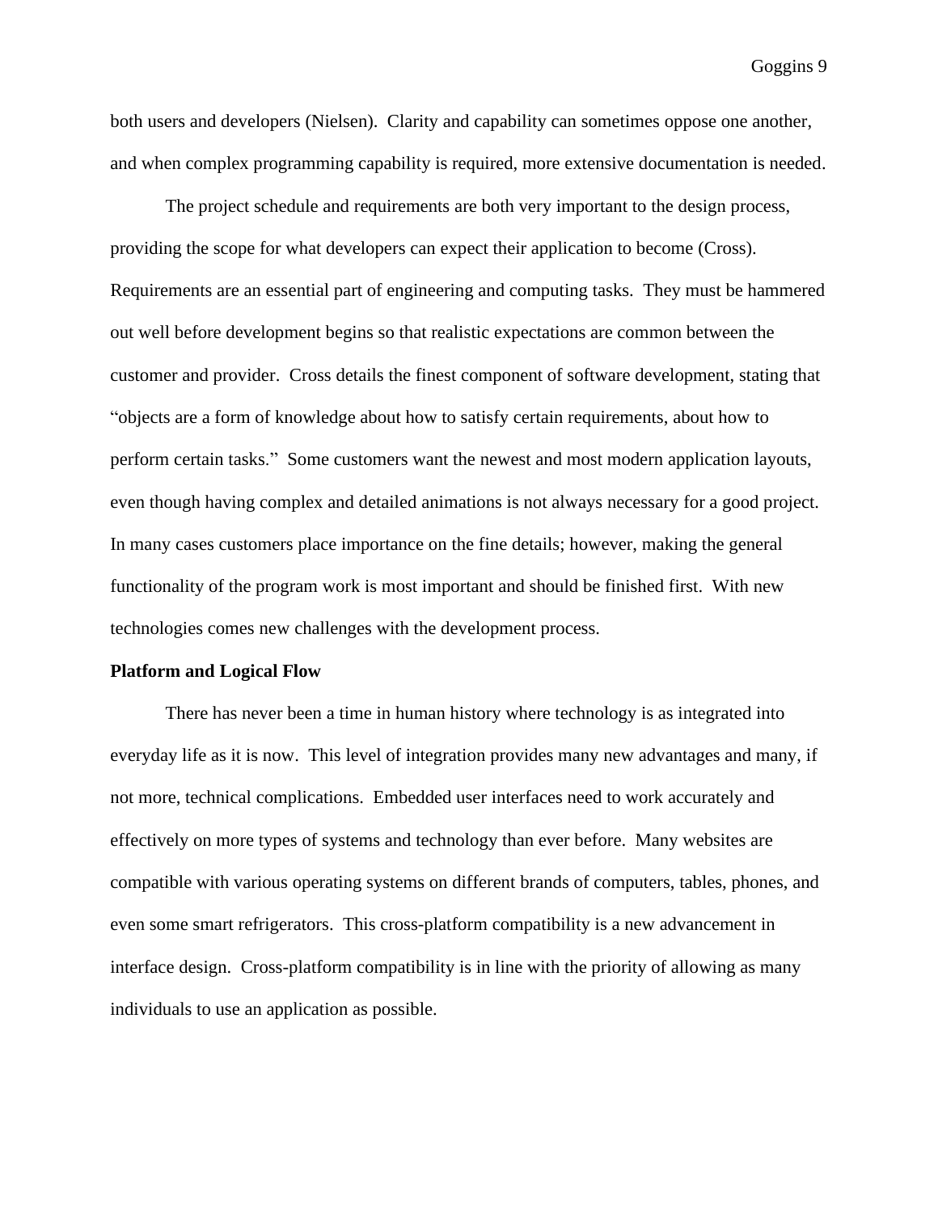both users and developers (Nielsen). Clarity and capability can sometimes oppose one another, and when complex programming capability is required, more extensive documentation is needed.

The project schedule and requirements are both very important to the design process, providing the scope for what developers can expect their application to become (Cross). Requirements are an essential part of engineering and computing tasks. They must be hammered out well before development begins so that realistic expectations are common between the customer and provider. Cross details the finest component of software development, stating that "objects are a form of knowledge about how to satisfy certain requirements, about how to perform certain tasks." Some customers want the newest and most modern application layouts, even though having complex and detailed animations is not always necessary for a good project. In many cases customers place importance on the fine details; however, making the general functionality of the program work is most important and should be finished first. With new technologies comes new challenges with the development process.

**Platform and Logical Flow**

There has never been a time in human history where technology is as integrated into everyday life as it is now. This level of integration provides many new advantages and many, if not more, technical complications. Embedded user interfaces need to work accurately and effectively on more types of systems and technology than ever before. Many websites are compatible with various operating systems on different brands of computers, tables, phones, and even some smart refrigerators. This cross-platform compatibility is a new advancement in interface design. Cross-platform compatibility is in line with the priority of allowing as many individuals to use an application as possible.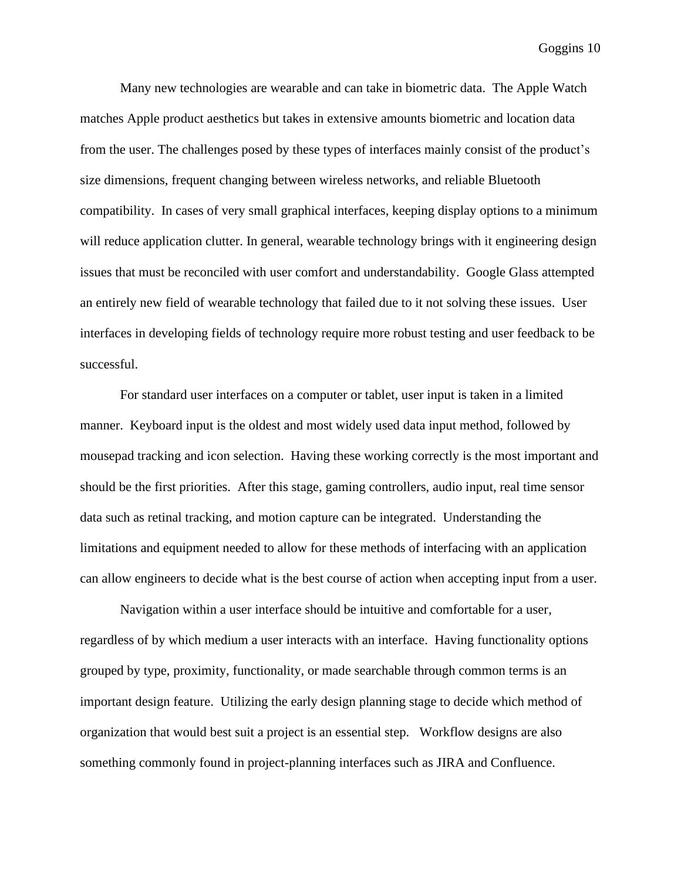Many new technologies are wearable and can take in biometric data. The Apple Watch matches Apple product aesthetics but takes in extensive amounts biometric and location data from the user. The challenges posed by these types of interfaces mainly consist of the product's size dimensions, frequent changing between wireless networks, and reliable Bluetooth compatibility. In cases of very small graphical interfaces, keeping display options to a minimum will reduce application clutter. In general, wearable technology brings with it engineering design issues that must be reconciled with user comfort and understandability. Google Glass attempted an entirely new field of wearable technology that failed due to it not solving these issues. User interfaces in developing fields of technology require more robust testing and user feedback to be successful.

For standard user interfaces on a computer or tablet, user input is taken in a limited manner. Keyboard input is the oldest and most widely used data input method, followed by mousepad tracking and icon selection. Having these working correctly is the most important and should be the first priorities. After this stage, gaming controllers, audio input, real time sensor data such as retinal tracking, and motion capture can be integrated. Understanding the limitations and equipment needed to allow for these methods of interfacing with an application can allow engineers to decide what is the best course of action when accepting input from a user.

Navigation within a user interface should be intuitive and comfortable for a user, regardless of by which medium a user interacts with an interface. Having functionality options grouped by type, proximity, functionality, or made searchable through common terms is an important design feature. Utilizing the early design planning stage to decide which method of organization that would best suit a project is an essential step. Workflow designs are also something commonly found in project-planning interfaces such as JIRA and Confluence.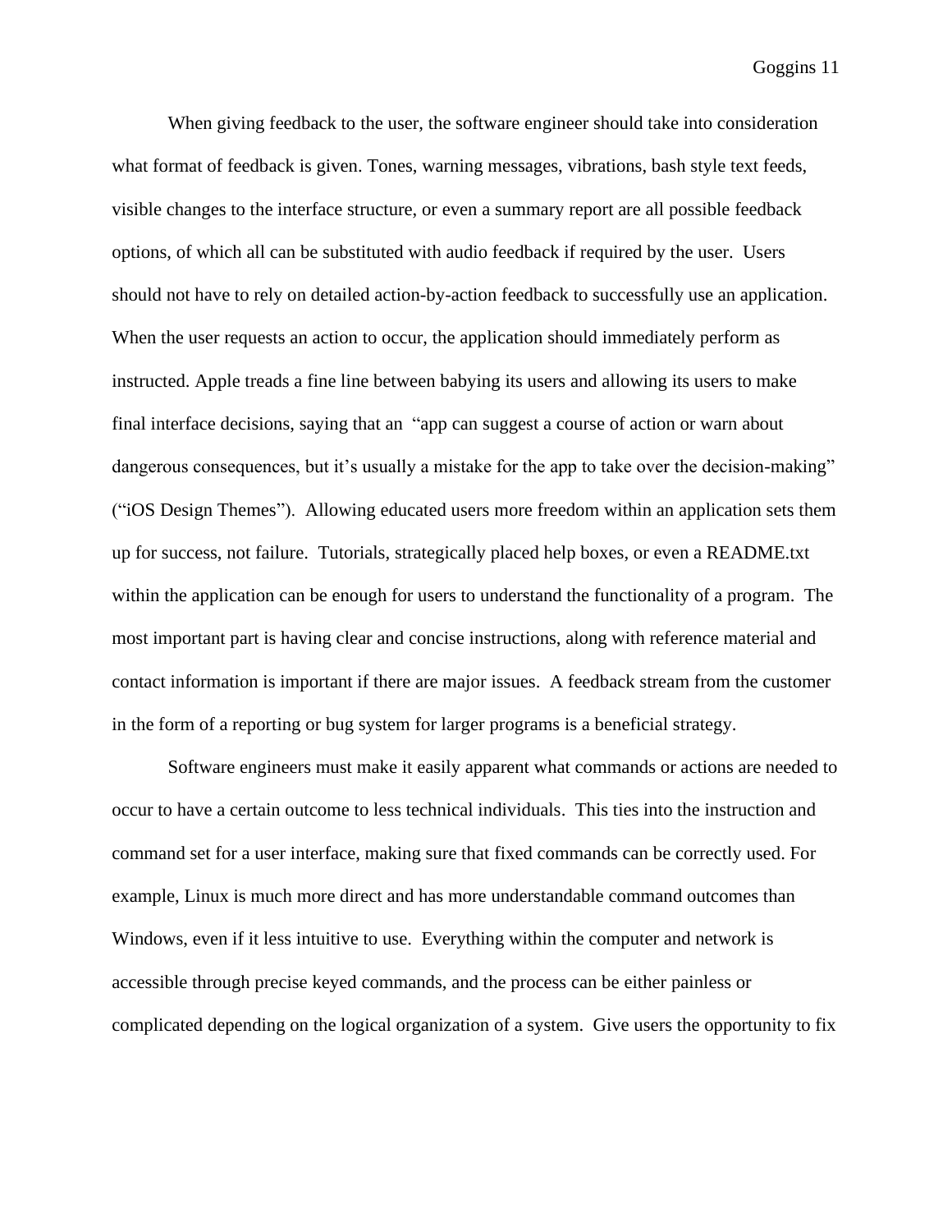When giving feedback to the user, the software engineer should take into consideration what format of feedback is given. Tones, warning messages, vibrations, bash style text feeds, visible changes to the interface structure, or even a summary report are all possible feedback options, of which all can be substituted with audio feedback if required by the user.  Users should not have to rely on detailed action-by-action feedback to successfully use an application. When the user requests an action to occur, the application should immediately perform as instructed. Apple treads a fine line between babying its users and allowing its users to make final interface decisions, saying that an  "app can suggest a course of action or warn about dangerous consequences, but it's usually a mistake for the app to take over the decision-making" ("iOS Design Themes").  Allowing educated users more freedom within an application sets them up for success, not failure.  Tutorials, strategically placed help boxes, or even a README.txt within the application can be enough for users to understand the functionality of a program.  The most important part is having clear and concise instructions, along with reference material and contact information is important if there are major issues.  A feedback stream from the customer in the form of a reporting or bug system for larger programs is a beneficial strategy.

Software engineers must make it easily apparent what commands or actions are needed to occur to have a certain outcome to less technical individuals.  This ties into the instruction and command set for a user interface, making sure that fixed commands can be correctly used. For example, Linux is much more direct and has more understandable command outcomes than Windows, even if it less intuitive to use.  Everything within the computer and network is accessible through precise keyed commands, and the process can be either painless or complicated depending on the logical organization of a system.  Give users the opportunity to fix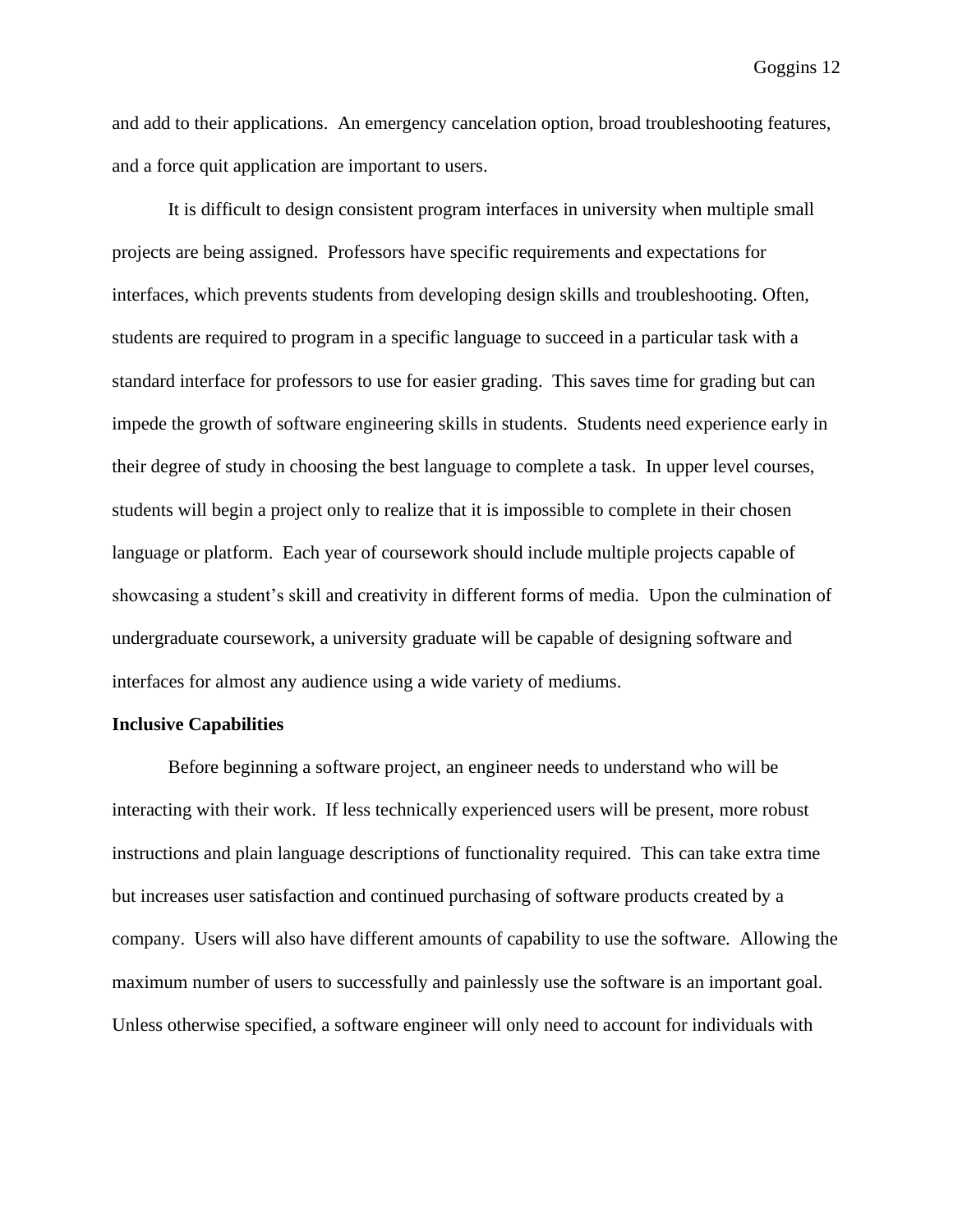and add to their applications. An emergency cancelation option, broad troubleshooting features, and a force quit application are important to users.

It is difficult to design consistent program interfaces in university when multiple small projects are being assigned. Professors have specific requirements and expectations for interfaces, which prevents students from developing design skills and troubleshooting. Often, students are required to program in a specific language to succeed in a particular task with a standard interface for professors to use for easier grading. This saves time for grading but can impede the growth of software engineering skills in students. Students need experience early in their degree of study in choosing the best language to complete a task. In upper level courses, students will begin a project only to realize that it is impossible to complete in their chosen language or platform. Each year of coursework should include multiple projects capable of showcasing a student's skill and creativity in different forms of media. Upon the culmination of undergraduate coursework, a university graduate will be capable of designing software and interfaces for almost any audience using a wide variety of mediums.

**Inclusive Capabilities**

Before beginning a software project, an engineer needs to understand who will be interacting with their work. If less technically experienced users will be present, more robust instructions and plain language descriptions of functionality required. This can take extra time but increases user satisfaction and continued purchasing of software products created by a company. Users will also have different amounts of capability to use the software. Allowing the maximum number of users to successfully and painlessly use the software is an important goal. Unless otherwise specified, a software engineer will only need to account for individuals with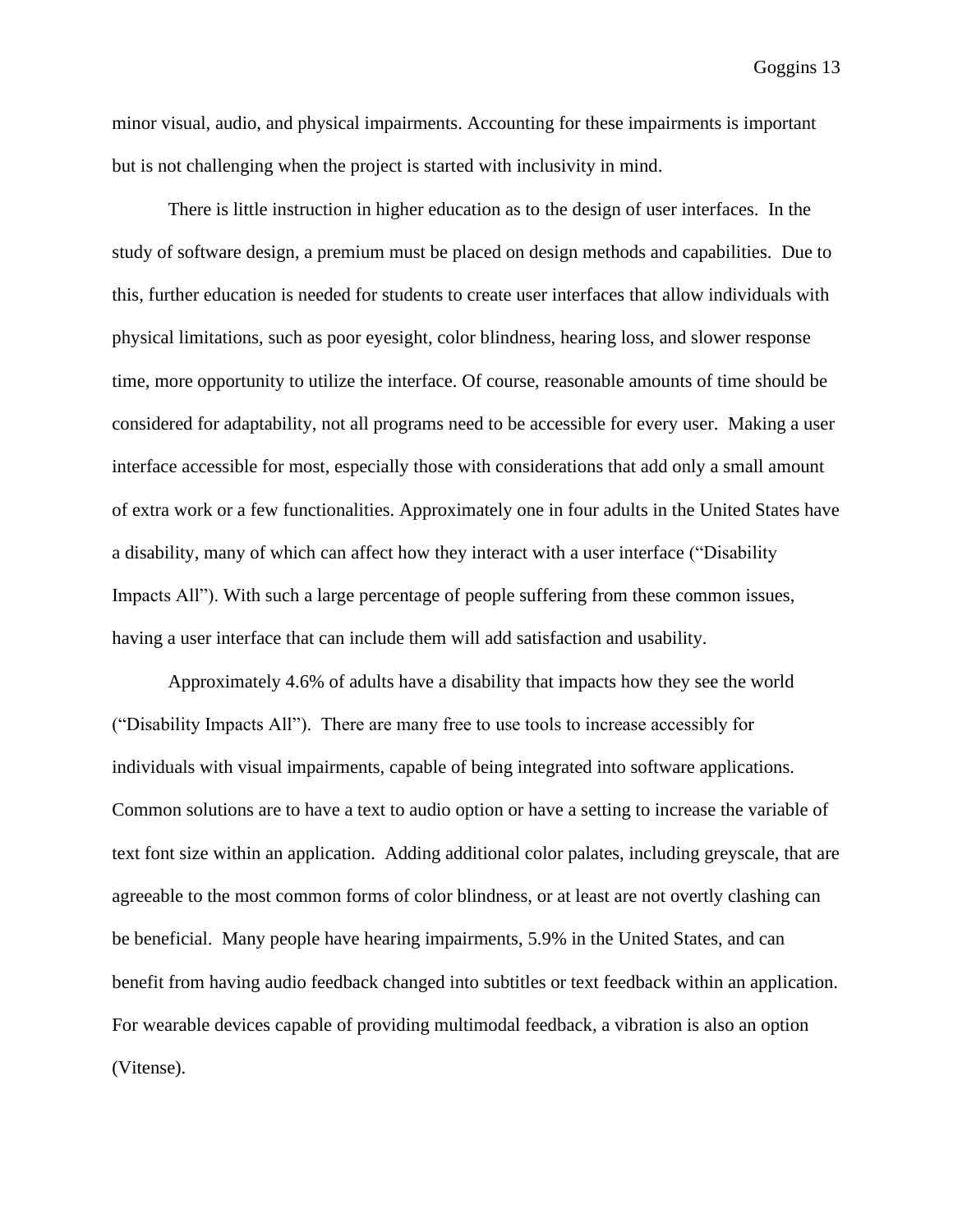minor visual, audio, and physical impairments. Accounting for these impairments is important but is not challenging when the project is started with inclusivity in mind.

There is little instruction in higher education as to the design of user interfaces. In the study of software design, a premium must be placed on design methods and capabilities. Due to this, further education is needed for students to create user interfaces that allow individuals with physical limitations, such as poor eyesight, color blindness, hearing loss, and slower response time, more opportunity to utilize the interface. Of course, reasonable amounts of time should be considered for adaptability, not all programs need to be accessible for every user. Making a user interface accessible for most, especially those with considerations that add only a small amount of extra work or a few functionalities. Approximately one in four adults in the United States have a disability, many of which can affect how they interact with a user interface ("Disability Impacts All"). With such a large percentage of people suffering from these common issues, having a user interface that can include them will add satisfaction and usability.

Approximately 4.6% of adults have a disability that impacts how they see the world ("Disability Impacts All"). There are many free to use tools to increase accessibly for individuals with visual impairments, capable of being integrated into software applications. Common solutions are to have a text to audio option or have a setting to increase the variable of text font size within an application. Adding additional color palates, including greyscale, that are agreeable to the most common forms of color blindness, or at least are not overtly clashing can be beneficial. Many people have hearing impairments, 5.9% in the United States, and can benefit from having audio feedback changed into subtitles or text feedback within an application. For wearable devices capable of providing multimodal feedback, a vibration is also an option (Vitense).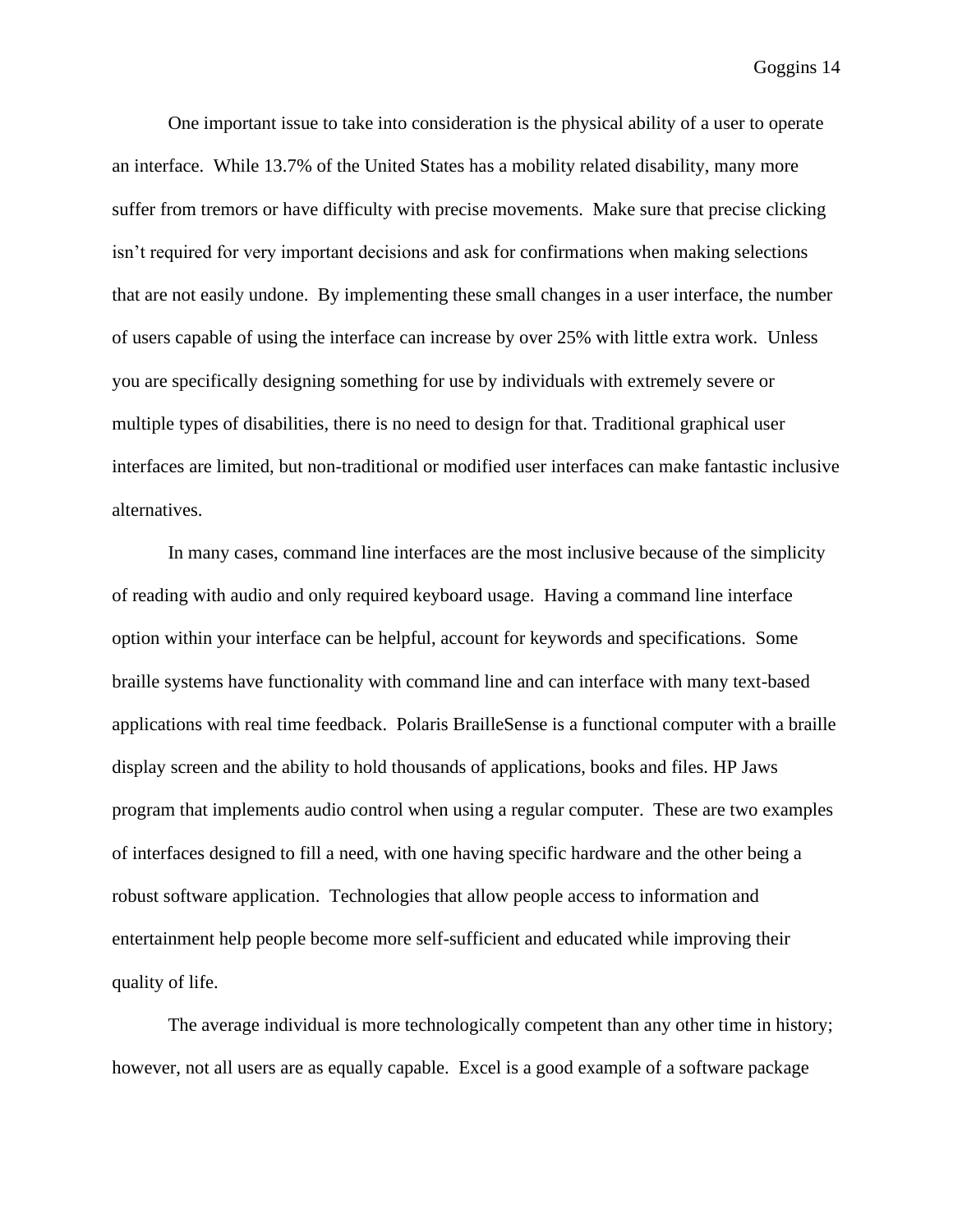One important issue to take into consideration is the physical ability of a user to operate an interface. While 13.7% of the United States has a mobility related disability, many more suffer from tremors or have difficulty with precise movements. Make sure that precise clicking isn't required for very important decisions and ask for confirmations when making selections that are not easily undone. By implementing these small changes in a user interface, the number of users capable of using the interface can increase by over 25% with little extra work. Unless you are specifically designing something for use by individuals with extremely severe or multiple types of disabilities, there is no need to design for that. Traditional graphical user interfaces are limited, but non-traditional or modified user interfaces can make fantastic inclusive alternatives.

In many cases, command line interfaces are the most inclusive because of the simplicity of reading with audio and only required keyboard usage. Having a command line interface option within your interface can be helpful, account for keywords and specifications. Some braille systems have functionality with command line and can interface with many text-based applications with real time feedback. Polaris BrailleSense is a functional computer with a braille display screen and the ability to hold thousands of applications, books and files. HP Jaws program that implements audio control when using a regular computer. These are two examples of interfaces designed to fill a need, with one having specific hardware and the other being a robust software application. Technologies that allow people access to information and entertainment help people become more self-sufficient and educated while improving their quality of life.

The average individual is more technologically competent than any other time in history; however, not all users are as equally capable. Excel is a good example of a software package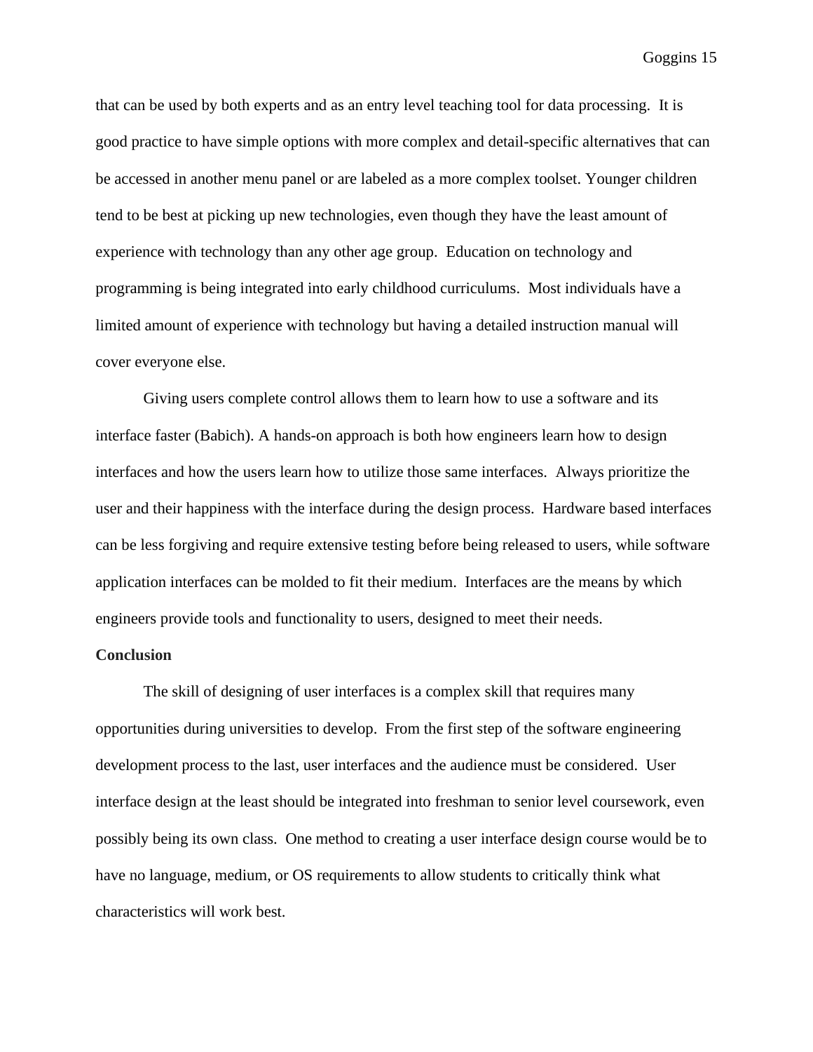that can be used by both experts and as an entry level teaching tool for data processing. It is good practice to have simple options with more complex and detail-specific alternatives that can be accessed in another menu panel or are labeled as a more complex toolset. Younger children tend to be best at picking up new technologies, even though they have the least amount of experience with technology than any other age group. Education on technology and programming is being integrated into early childhood curriculums. Most individuals have a limited amount of experience with technology but having a detailed instruction manual will cover everyone else.

Giving users complete control allows them to learn how to use a software and its interface faster (Babich). A hands-on approach is both how engineers learn how to design interfaces and how the users learn how to utilize those same interfaces. Always prioritize the user and their happiness with the interface during the design process. Hardware based interfaces can be less forgiving and require extensive testing before being released to users, while software application interfaces can be molded to fit their medium. Interfaces are the means by which engineers provide tools and functionality to users, designed to meet their needs.

**Conclusion**

The skill of designing of user interfaces is a complex skill that requires many opportunities during universities to develop. From the first step of the software engineering development process to the last, user interfaces and the audience must be considered. User interface design at the least should be integrated into freshman to senior level coursework, even possibly being its own class. One method to creating a user interface design course would be to have no language, medium, or OS requirements to allow students to critically think what characteristics will work best.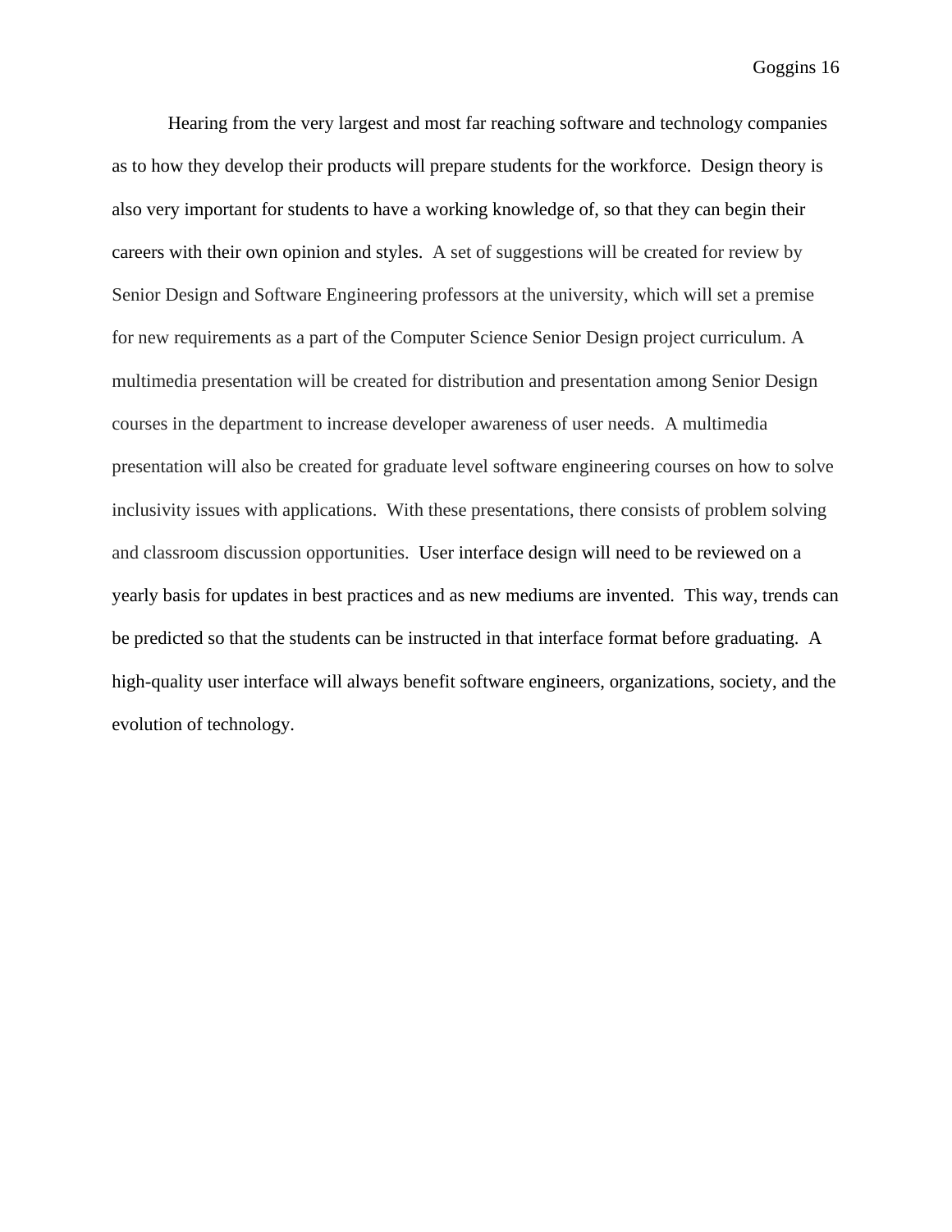Hearing from the very largest and most far reaching software and technology companies as to how they develop their products will prepare students for the workforce.  Design theory is also very important for students to have a working knowledge of, so that they can begin their careers with their own opinion and styles.  A set of suggestions will be created for review by Senior Design and Software Engineering professors at the university, which will set a premise for new requirements as a part of the Computer Science Senior Design project curriculum. A multimedia presentation will be created for distribution and presentation among Senior Design courses in the department to increase developer awareness of user needs.  A multimedia presentation will also be created for graduate level software engineering courses on how to solve inclusivity issues with applications.  With these presentations, there consists of problem solving and classroom discussion opportunities.  User interface design will need to be reviewed on a yearly basis for updates in best practices and as new mediums are invented.  This way, trends can be predicted so that the students can be instructed in that interface format before graduating.  A high-quality user interface will always benefit software engineers, organizations, society, and the evolution of technology.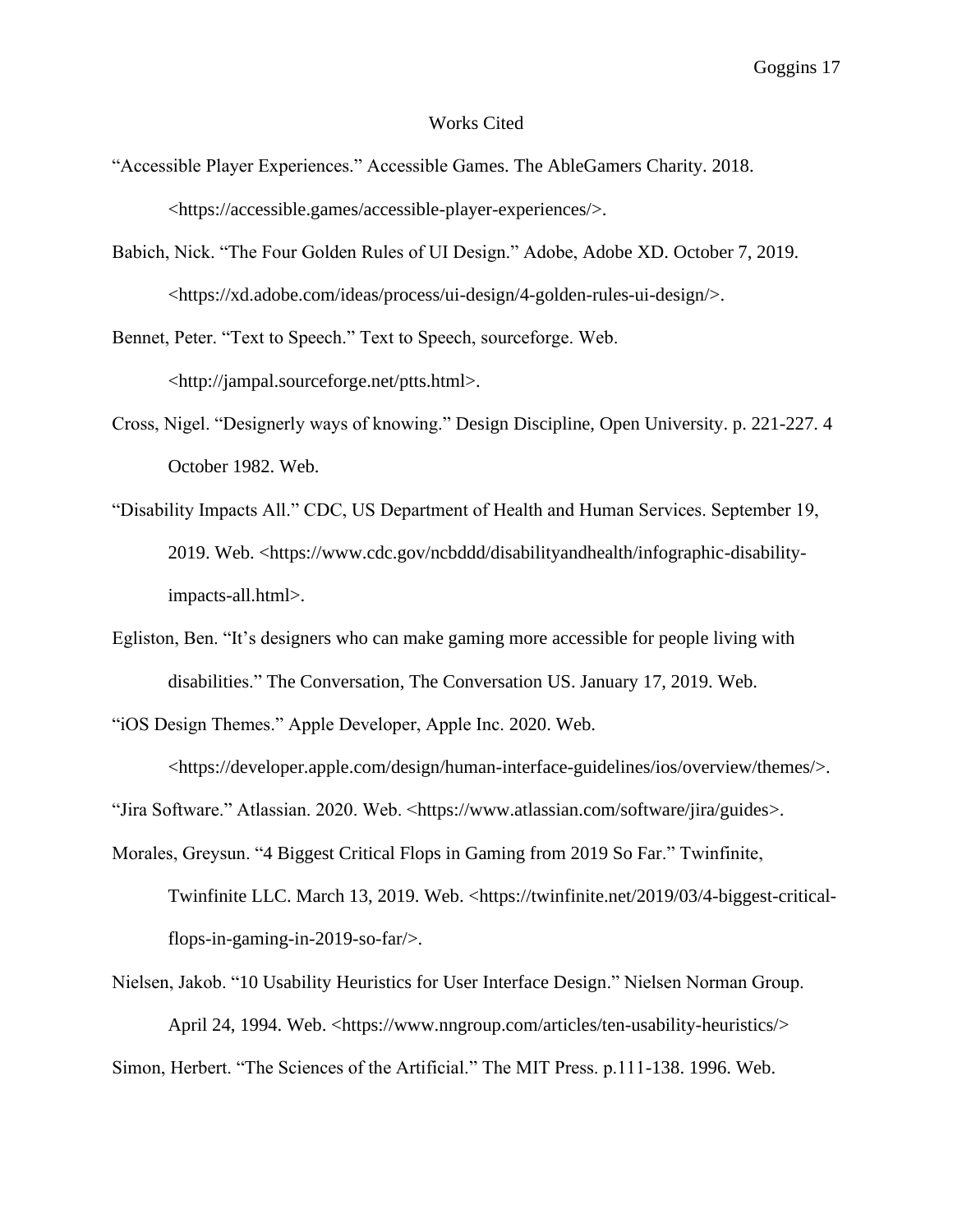# Works Cited

"Accessible Player Experiences." Accessible Games. The AbleGamers Charity. 2018. <https://accessible.games/accessible-player-experiences/>.

Babich, Nick. "The Four Golden Rules of UI Design." Adobe, Adobe XD. October 7, 2019. <https://xd.adobe.com/ideas/process/ui-design/4-golden-rules-ui-design/>.

Bennet, Peter. "Text to Speech." Text to Speech, sourceforge. Web. <http://jampal.sourceforge.net/ptts.html>.

Cross, Nigel. "Designerly ways of knowing." Design Discipline, Open University. p. 221-227. 4 October 1982. Web.

"Disability Impacts All." CDC, US Department of Health and Human Services. September 19, 2019. Web. <https://www.cdc.gov/ncbddd/disabilityandhealth/infographic-disability-impacts-all.html>.

Egliston, Ben. "It's designers who can make gaming more accessible for people living with disabilities." The Conversation, The Conversation US. January 17, 2019. Web.

"iOS Design Themes." Apple Developer, Apple Inc. 2020. Web. <https://developer.apple.com/design/human-interface-guidelines/ios/overview/themes/>.

"Jira Software." Atlassian. 2020. Web. <https://www.atlassian.com/software/jira/guides>.

Morales, Greysun. "4 Biggest Critical Flops in Gaming from 2019 So Far." Twinfinite, Twinfinite LLC. March 13, 2019. Web. <https://twinfinite.net/2019/03/4-biggest-critical-flops-in-gaming-in-2019-so-far/>.

Nielsen, Jakob. "10 Usability Heuristics for User Interface Design." Nielsen Norman Group. April 24, 1994. Web. <https://www.nngroup.com/articles/ten-usability-heuristics/>

Simon, Herbert. "The Sciences of the Artificial." The MIT Press. p.111-138. 1996. Web.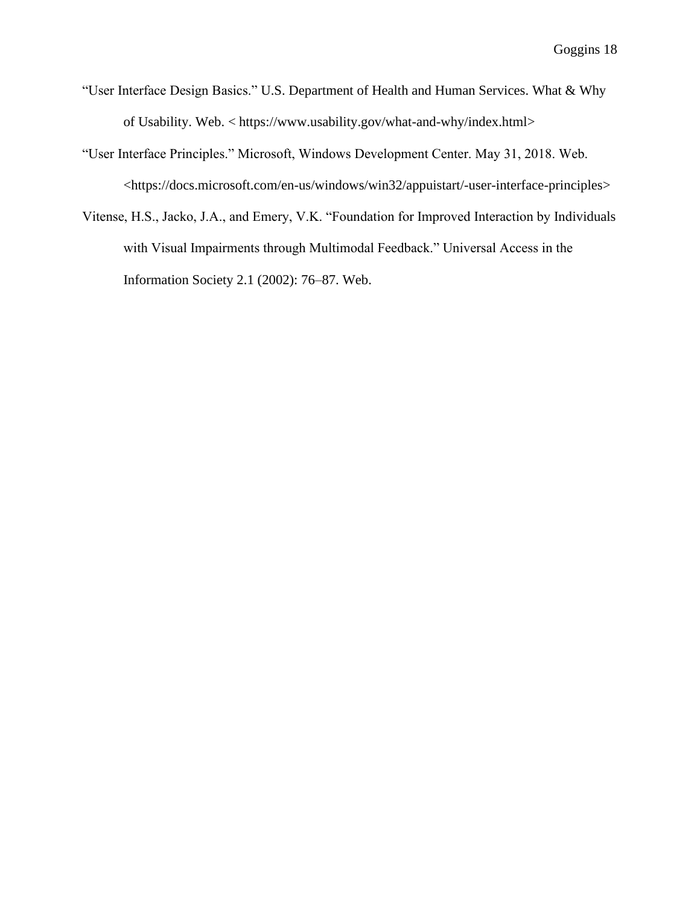"User Interface Design Basics." U.S. Department of Health and Human Services. What & Why of Usability. Web. < https://www.usability.gov/what-and-why/index.html>

"User Interface Principles." Microsoft, Windows Development Center. May 31, 2018. Web. <https://docs.microsoft.com/en-us/windows/win32/appuistart/-user-interface-principles>

Vitense, H.S., Jacko, J.A., and Emery, V.K. "Foundation for Improved Interaction by Individuals with Visual Impairments through Multimodal Feedback." Universal Access in the Information Society 2.1 (2002): 76–87. Web.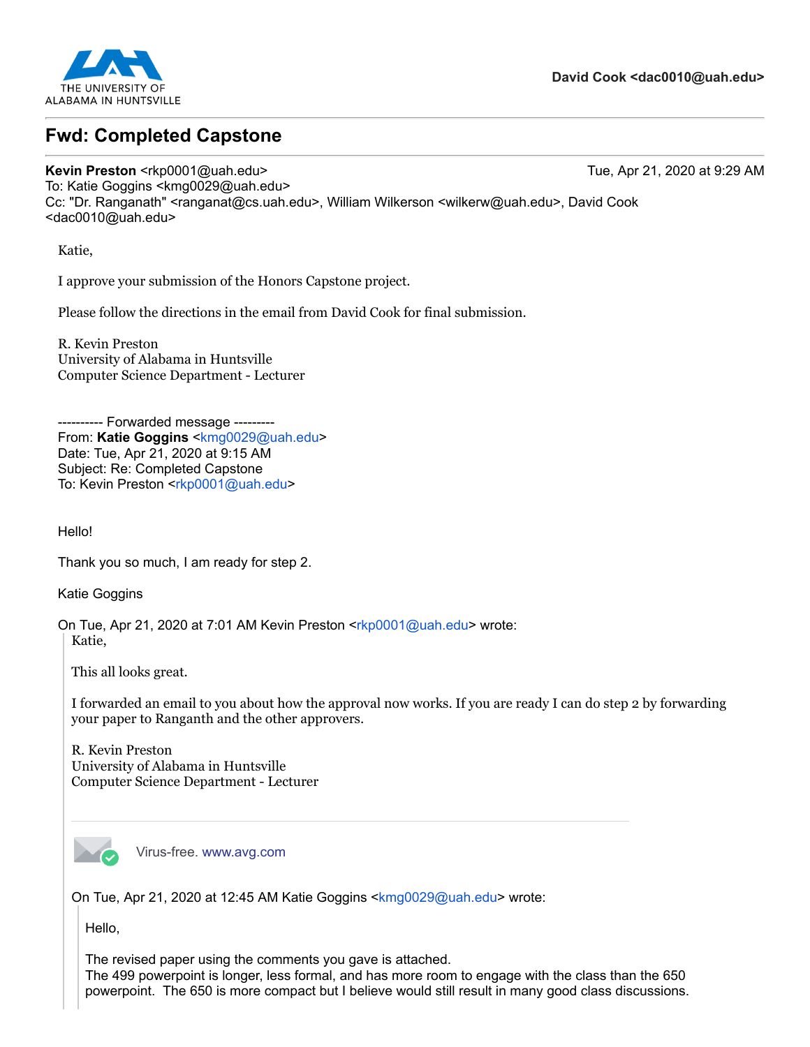THE UNIVERSITY OF ALABAMA IN HUNTSVILLE

**David Cook <dac0010@uah.edu>**

# Fwd: Completed Capstone

**Kevin Preston** <rkp0001@uah.edu> Tue, Apr 21, 2020 at 9:29 AM
To: Katie Goggins <kmg0029@uah.edu>
Cc: "Dr. Ranganath" <ranganat@cs.uah.edu>, William Wilkerson <wilkerw@uah.edu>, David Cook <dac0010@uah.edu>

Katie,

I approve your submission of the Honors Capstone project.

Please follow the directions in the email from David Cook for final submission.

R. Kevin Preston
University of Alabama in Huntsville
Computer Science Department - Lecturer

---------- Forwarded message ---------
From: **Katie Goggins** <kmg0029@uah.edu>
Date: Tue, Apr 21, 2020 at 9:15 AM
Subject: Re: Completed Capstone
To: Kevin Preston <rkp0001@uah.edu>

Hello!

Thank you so much, I am ready for step 2.

Katie Goggins

On Tue, Apr 21, 2020 at 7:01 AM Kevin Preston <rkp0001@uah.edu> wrote:

> Katie,
>
> This all looks great.
>
> I forwarded an email to you about how the approval now works. If you are ready I can do step 2 by forwarding your paper to Ranganth and the other approvers.
>
> R. Kevin Preston
> University of Alabama in Huntsville
> Computer Science Department - Lecturer
>
> Virus-free. www.avg.com
>
> On Tue, Apr 21, 2020 at 12:45 AM Katie Goggins <kmg0029@uah.edu> wrote:
>
> > Hello,
> >
> > The revised paper using the comments you gave is attached.
> > The 499 powerpoint is longer, less formal, and has more room to engage with the class than the 650 powerpoint. The 650 is more compact but I believe would still result in many good class discussions.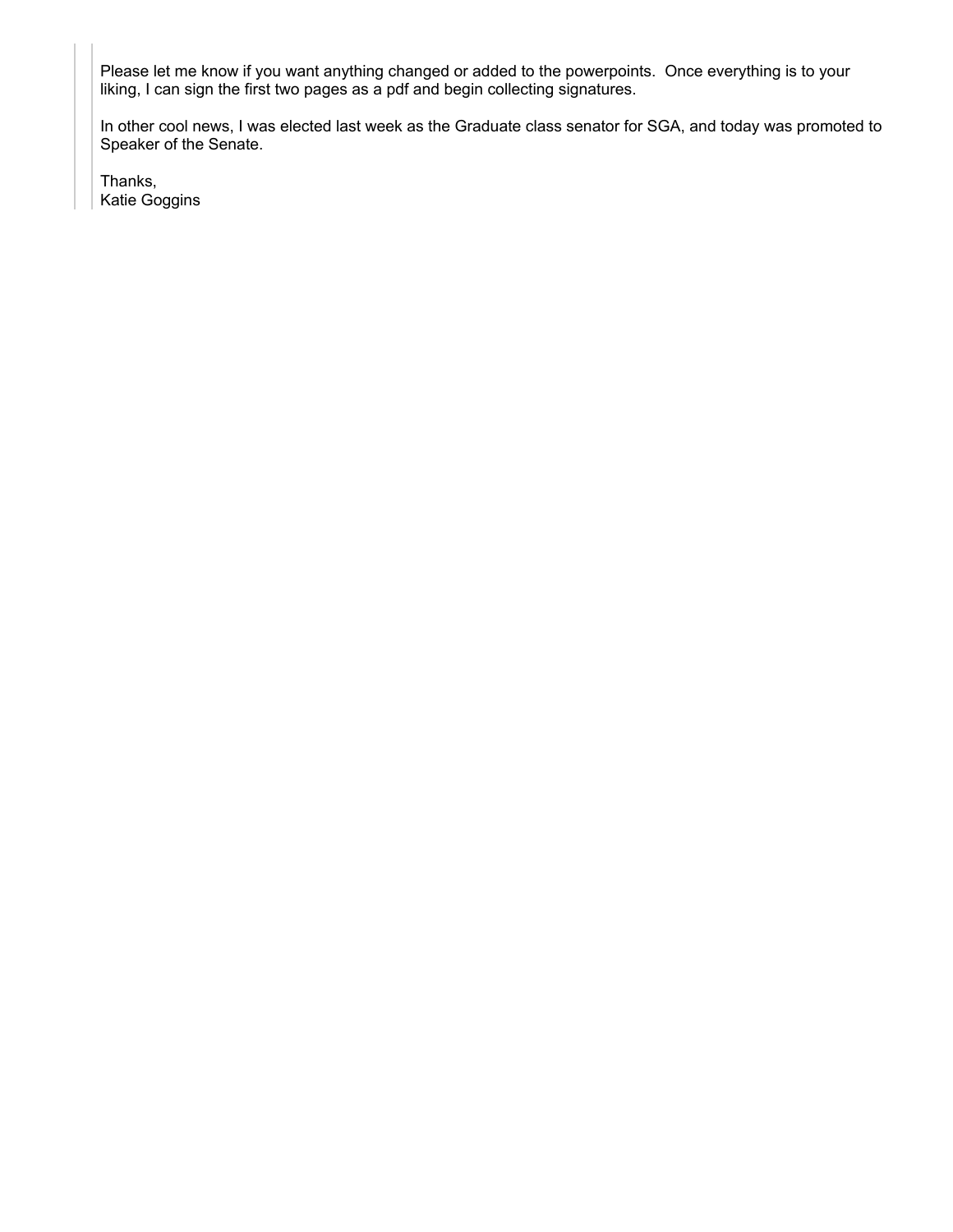> > Please let me know if you want anything changed or added to the powerpoints.  Once everything is to your liking, I can sign the first two pages as a pdf and begin collecting signatures.
> >
> > In other cool news, I was elected last week as the Graduate class senator for SGA, and today was promoted to Speaker of the Senate.
> >
> > Thanks,
> > Katie Goggins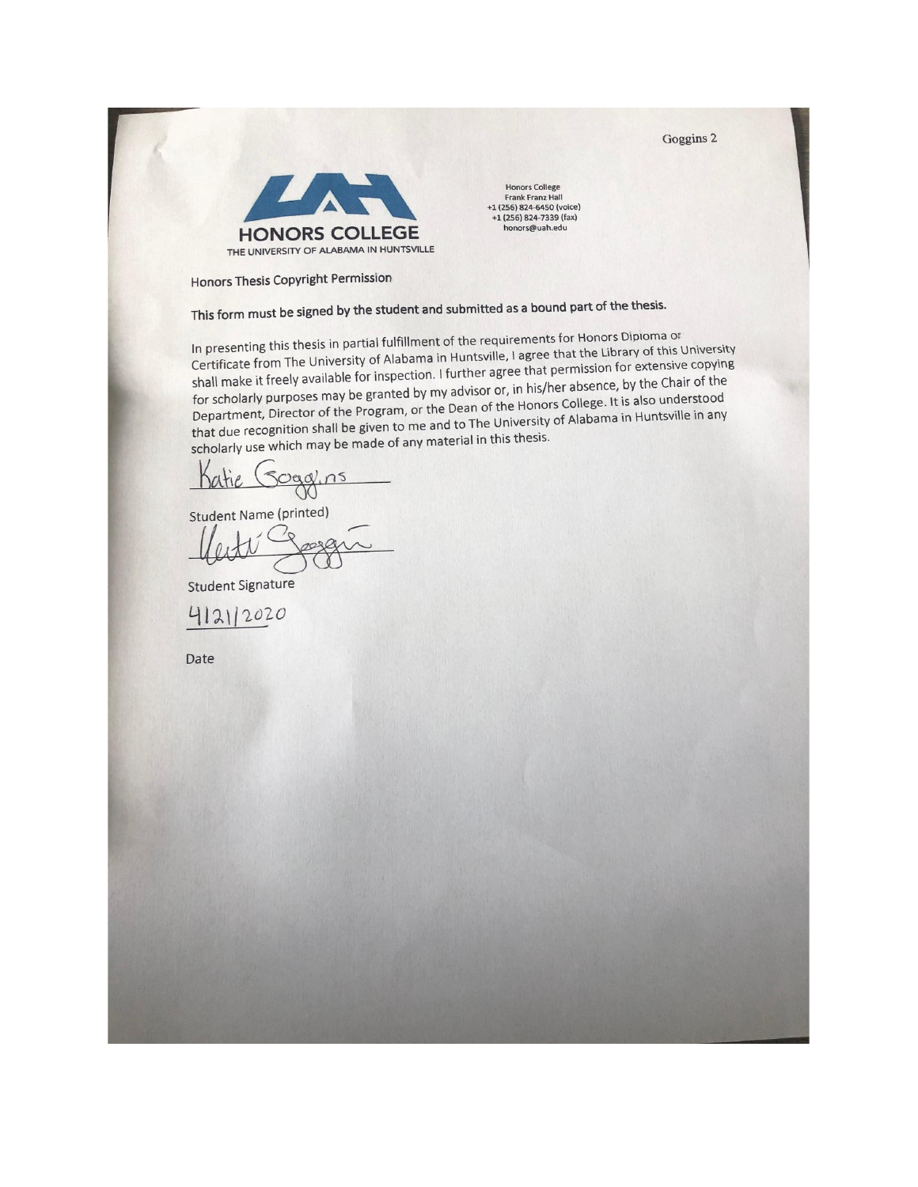HONORS COLLEGE

THE UNIVERSITY OF ALABAMA IN HUNTSVILLE

Honors College
Frank Franz Hall
+1 (256) 824-6450 (voice)
+1 (256) 824-7339 (fax)
honors@uah.edu

Honors Thesis Copyright Permission

**This form must be signed by the student and submitted as a bound part of the thesis.**

In presenting this thesis in partial fulfillment of the requirements for Honors Diploma or Certificate from The University of Alabama in Huntsville, I agree that the Library of this University shall make it freely available for inspection. I further agree that permission for extensive copying for scholarly purposes may be granted by my advisor or, in his/her absence, by the Chair of the Department, Director of the Program, or the Dean of the Honors College. It is also understood that due recognition shall be given to me and to The University of Alabama in Huntsville in any scholarly use which may be made of any material in this thesis.

Katie Goggins

Student Name (printed)

Katie Goggins

Student Signature

4/21/2020

Date